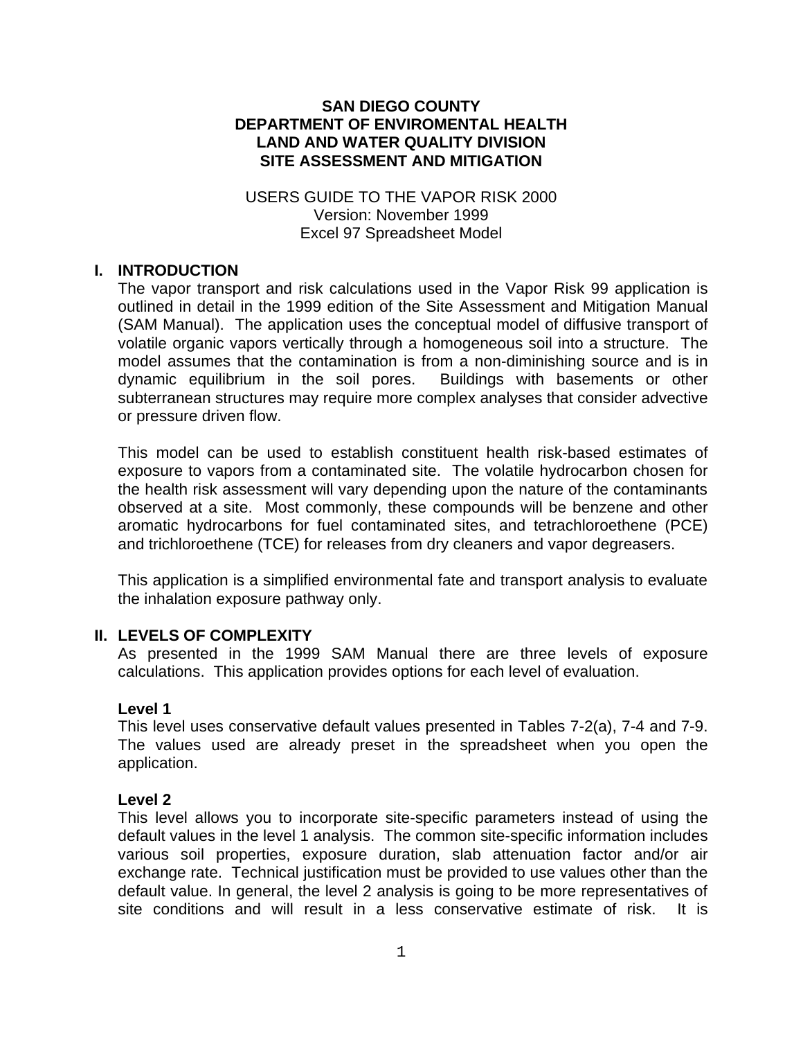**SAN DIEGO COUNTY**
**DEPARTMENT OF ENVIROMENTAL HEALTH**
**LAND AND WATER QUALITY DIVISION**
**SITE ASSESSMENT AND MITIGATION**

USERS GUIDE TO THE VAPOR RISK 2000
Version: November 1999
Excel 97 Spreadsheet Model

## I. INTRODUCTION

The vapor transport and risk calculations used in the Vapor Risk 99 application is outlined in detail in the 1999 edition of the Site Assessment and Mitigation Manual (SAM Manual). The application uses the conceptual model of diffusive transport of volatile organic vapors vertically through a homogeneous soil into a structure. The model assumes that the contamination is from a non-diminishing source and is in dynamic equilibrium in the soil pores. Buildings with basements or other subterranean structures may require more complex analyses that consider advective or pressure driven flow.

This model can be used to establish constituent health risk-based estimates of exposure to vapors from a contaminated site. The volatile hydrocarbon chosen for the health risk assessment will vary depending upon the nature of the contaminants observed at a site. Most commonly, these compounds will be benzene and other aromatic hydrocarbons for fuel contaminated sites, and tetrachloroethene (PCE) and trichloroethene (TCE) for releases from dry cleaners and vapor degreasers.

This application is a simplified environmental fate and transport analysis to evaluate the inhalation exposure pathway only.

## II. LEVELS OF COMPLEXITY

As presented in the 1999 SAM Manual there are three levels of exposure calculations. This application provides options for each level of evaluation.

### Level 1

This level uses conservative default values presented in Tables 7-2(a), 7-4 and 7-9. The values used are already preset in the spreadsheet when you open the application.

### Level 2

This level allows you to incorporate site-specific parameters instead of using the default values in the level 1 analysis. The common site-specific information includes various soil properties, exposure duration, slab attenuation factor and/or air exchange rate. Technical justification must be provided to use values other than the default value. In general, the level 2 analysis is going to be more representatives of site conditions and will result in a less conservative estimate of risk. It is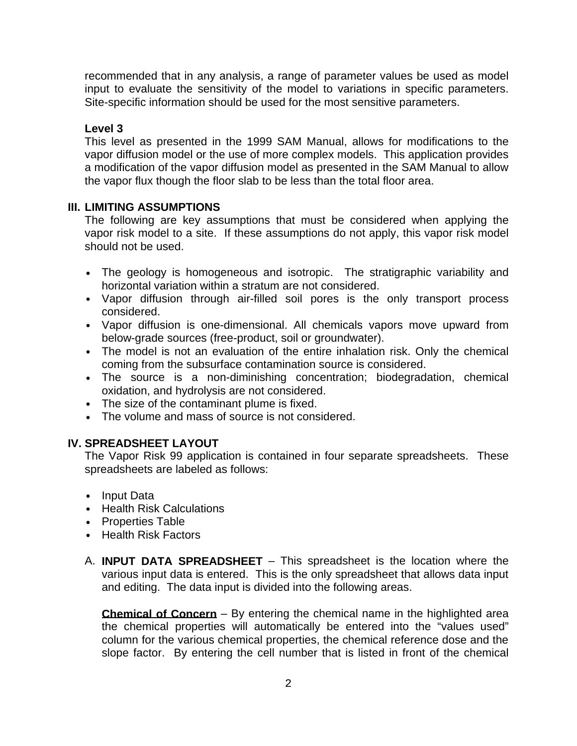recommended that in any analysis, a range of parameter values be used as model input to evaluate the sensitivity of the model to variations in specific parameters. Site-specific information should be used for the most sensitive parameters.

**Level 3**

This level as presented in the 1999 SAM Manual, allows for modifications to the vapor diffusion model or the use of more complex models. This application provides a modification of the vapor diffusion model as presented in the SAM Manual to allow the vapor flux though the floor slab to be less than the total floor area.

## III. LIMITING ASSUMPTIONS

The following are key assumptions that must be considered when applying the vapor risk model to a site. If these assumptions do not apply, this vapor risk model should not be used.

- The geology is homogeneous and isotropic. The stratigraphic variability and horizontal variation within a stratum are not considered.
- Vapor diffusion through air-filled soil pores is the only transport process considered.
- Vapor diffusion is one-dimensional. All chemicals vapors move upward from below-grade sources (free-product, soil or groundwater).
- The model is not an evaluation of the entire inhalation risk. Only the chemical coming from the subsurface contamination source is considered.
- The source is a non-diminishing concentration; biodegradation, chemical oxidation, and hydrolysis are not considered.
- The size of the contaminant plume is fixed.
- The volume and mass of source is not considered.

## IV. SPREADSHEET LAYOUT

The Vapor Risk 99 application is contained in four separate spreadsheets. These spreadsheets are labeled as follows:

- Input Data
- Health Risk Calculations
- Properties Table
- Health Risk Factors

A. **INPUT DATA SPREADSHEET** – This spreadsheet is the location where the various input data is entered. This is the only spreadsheet that allows data input and editing. The data input is divided into the following areas.

**Chemical of Concern** – By entering the chemical name in the highlighted area the chemical properties will automatically be entered into the "values used" column for the various chemical properties, the chemical reference dose and the slope factor. By entering the cell number that is listed in front of the chemical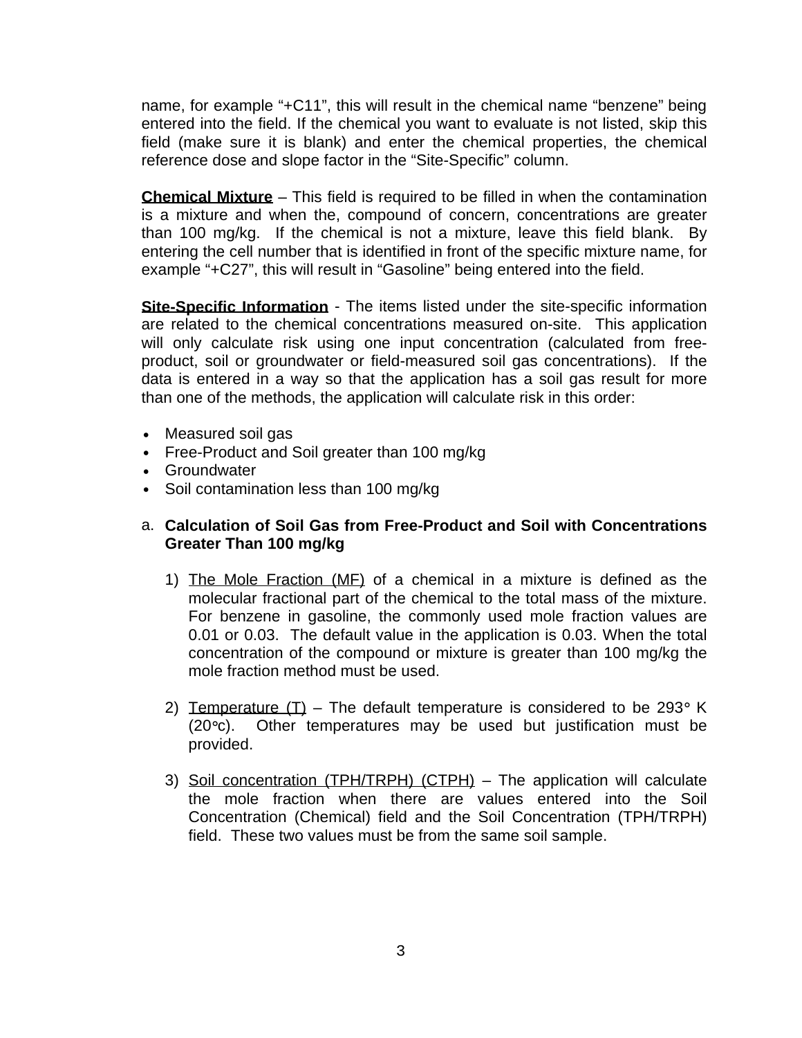name, for example "+C11", this will result in the chemical name "benzene" being entered into the field. If the chemical you want to evaluate is not listed, skip this field (make sure it is blank) and enter the chemical properties, the chemical reference dose and slope factor in the "Site-Specific" column.

**<u>Chemical Mixture</u>** – This field is required to be filled in when the contamination is a mixture and when the, compound of concern, concentrations are greater than 100 mg/kg. If the chemical is not a mixture, leave this field blank. By entering the cell number that is identified in front of the specific mixture name, for example "+C27", this will result in "Gasoline" being entered into the field.

**<u>Site-Specific Information</u>** - The items listed under the site-specific information are related to the chemical concentrations measured on-site. This application will only calculate risk using one input concentration (calculated from free-product, soil or groundwater or field-measured soil gas concentrations). If the data is entered in a way so that the application has a soil gas result for more than one of the methods, the application will calculate risk in this order:

- Measured soil gas
- Free-Product and Soil greater than 100 mg/kg
- Groundwater
- Soil contamination less than 100 mg/kg

a. **Calculation of Soil Gas from Free-Product and Soil with Concentrations Greater Than 100 mg/kg**

   1) <u>The Mole Fraction (MF)</u> of a chemical in a mixture is defined as the molecular fractional part of the chemical to the total mass of the mixture. For benzene in gasoline, the commonly used mole fraction values are 0.01 or 0.03. The default value in the application is 0.03. When the total concentration of the compound or mixture is greater than 100 mg/kg the mole fraction method must be used.

   2) <u>Temperature (T)</u> – The default temperature is considered to be 293° K (20°c). Other temperatures may be used but justification must be provided.

   3) <u>Soil concentration (TPH/TRPH) (CTPH)</u> – The application will calculate the mole fraction when there are values entered into the Soil Concentration (Chemical) field and the Soil Concentration (TPH/TRPH) field. These two values must be from the same soil sample.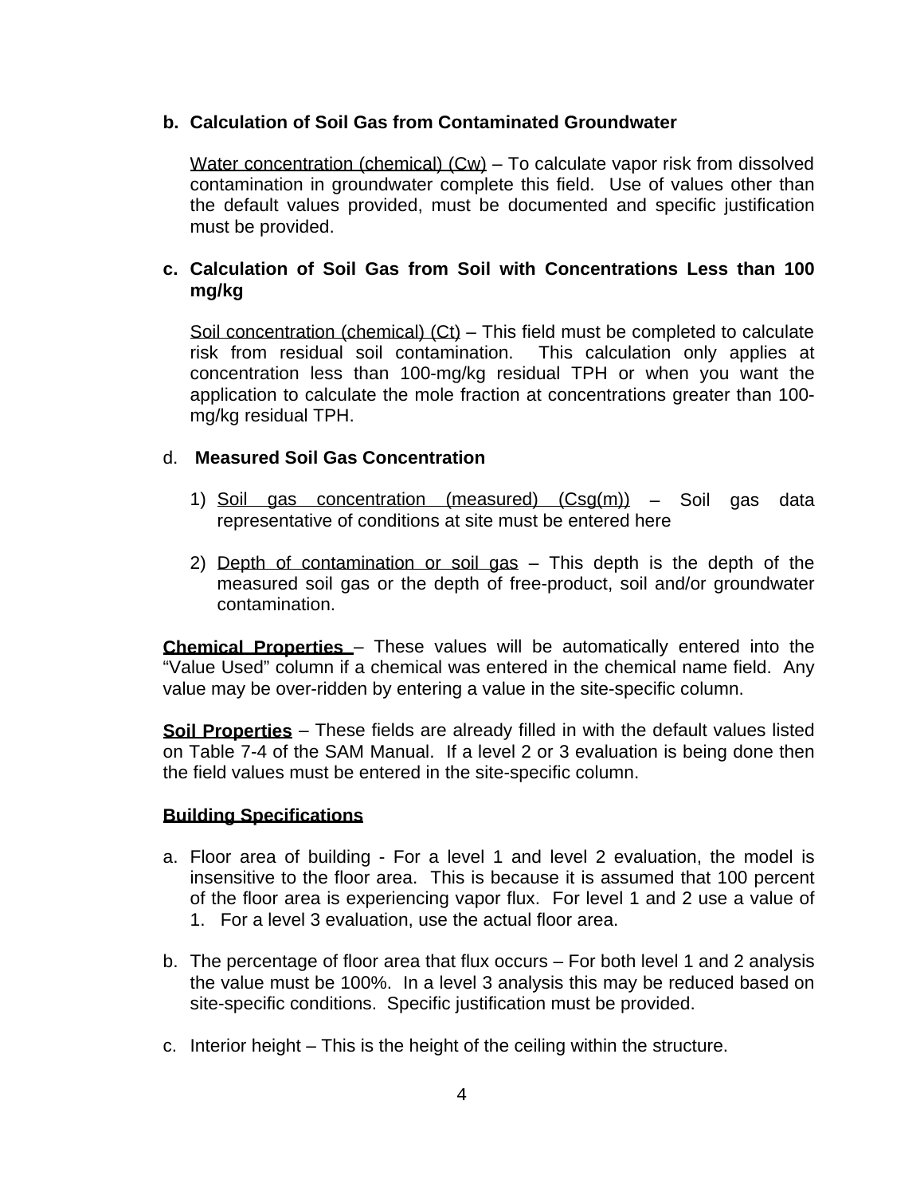b. **Calculation of Soil Gas from Contaminated Groundwater**

   Water concentration (chemical) (Cw) – To calculate vapor risk from dissolved contamination in groundwater complete this field. Use of values other than the default values provided, must be documented and specific justification must be provided.

c. **Calculation of Soil Gas from Soil with Concentrations Less than 100 mg/kg**

   Soil concentration (chemical) (Ct) – This field must be completed to calculate risk from residual soil contamination. This calculation only applies at concentration less than 100-mg/kg residual TPH or when you want the application to calculate the mole fraction at concentrations greater than 100-mg/kg residual TPH.

d. **Measured Soil Gas Concentration**

   1) Soil gas concentration (measured) (Csg(m)) – Soil gas data representative of conditions at site must be entered here

   2) Depth of contamination or soil gas – This depth is the depth of the measured soil gas or the depth of free-product, soil and/or groundwater contamination.

**Chemical Properties** – These values will be automatically entered into the "Value Used" column if a chemical was entered in the chemical name field. Any value may be over-ridden by entering a value in the site-specific column.

**Soil Properties** – These fields are already filled in with the default values listed on Table 7-4 of the SAM Manual. If a level 2 or 3 evaluation is being done then the field values must be entered in the site-specific column.

**Building Specifications**

a. Floor area of building - For a level 1 and level 2 evaluation, the model is insensitive to the floor area. This is because it is assumed that 100 percent of the floor area is experiencing vapor flux. For level 1 and 2 use a value of 1. For a level 3 evaluation, use the actual floor area.

b. The percentage of floor area that flux occurs – For both level 1 and 2 analysis the value must be 100%. In a level 3 analysis this may be reduced based on site-specific conditions. Specific justification must be provided.

c. Interior height – This is the height of the ceiling within the structure.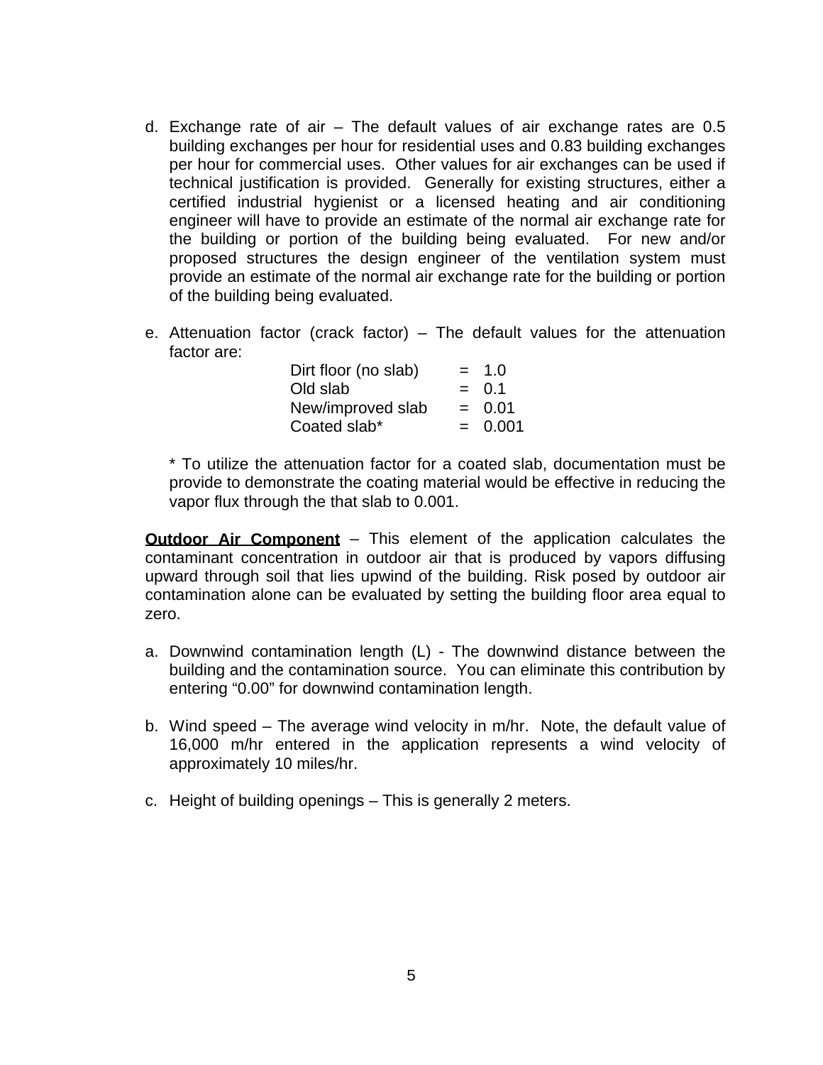d. Exchange rate of air – The default values of air exchange rates are 0.5 building exchanges per hour for residential uses and 0.83 building exchanges per hour for commercial uses. Other values for air exchanges can be used if technical justification is provided. Generally for existing structures, either a certified industrial hygienist or a licensed heating and air conditioning engineer will have to provide an estimate of the normal air exchange rate for the building or portion of the building being evaluated. For new and/or proposed structures the design engineer of the ventilation system must provide an estimate of the normal air exchange rate for the building or portion of the building being evaluated.

e. Attenuation factor (crack factor) – The default values for the attenuation factor are:

| | | |
|---|---|---|
| Dirt floor (no slab) | = | 1.0 |
| Old slab | = | 0.1 |
| New/improved slab | = | 0.01 |
| Coated slab* | = | 0.001 |

\* To utilize the attenuation factor for a coated slab, documentation must be provide to demonstrate the coating material would be effective in reducing the vapor flux through the that slab to 0.001.

**Outdoor Air Component** – This element of the application calculates the contaminant concentration in outdoor air that is produced by vapors diffusing upward through soil that lies upwind of the building. Risk posed by outdoor air contamination alone can be evaluated by setting the building floor area equal to zero.

a. Downwind contamination length (L) - The downwind distance between the building and the contamination source. You can eliminate this contribution by entering "0.00" for downwind contamination length.

b. Wind speed – The average wind velocity in m/hr. Note, the default value of 16,000 m/hr entered in the application represents a wind velocity of approximately 10 miles/hr.

c. Height of building openings – This is generally 2 meters.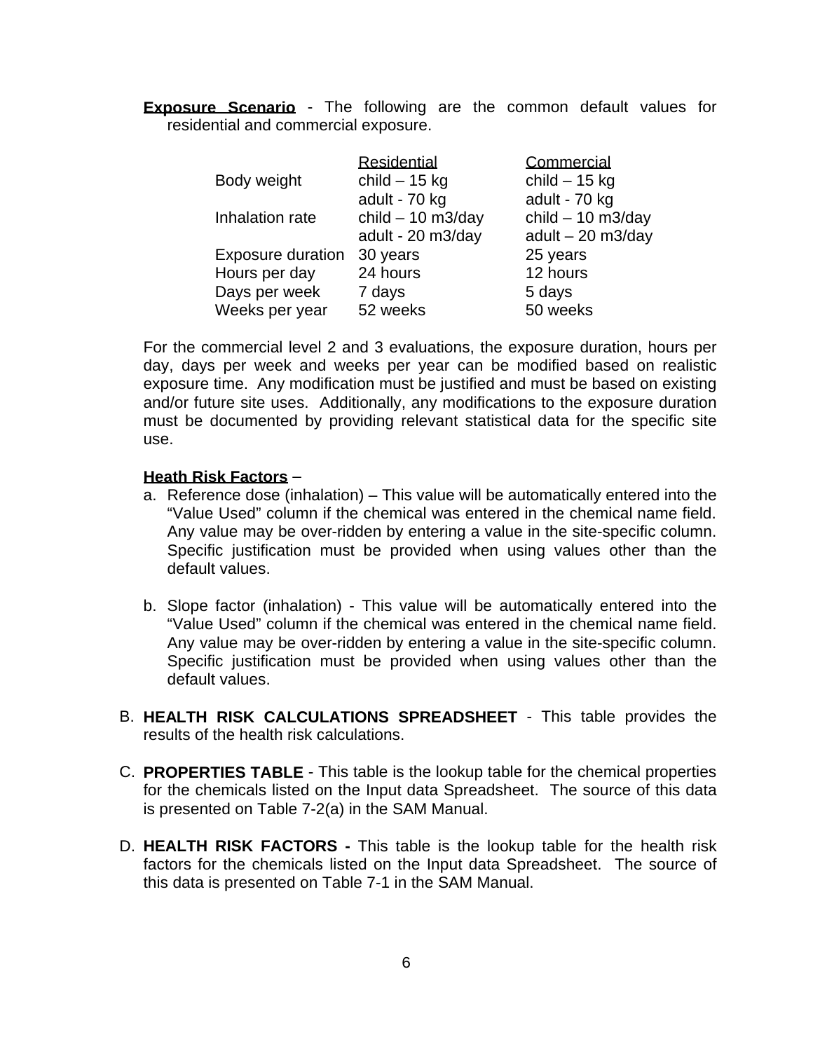**Exposure Scenario** - The following are the common default values for residential and commercial exposure.

| | Residential | Commercial |
|---|---|---|
| Body weight | child – 15 kg | child – 15 kg |
| | adult - 70 kg | adult - 70 kg |
| Inhalation rate | child – 10 m3/day | child – 10 m3/day |
| | adult - 20 m3/day | adult – 20 m3/day |
| Exposure duration | 30 years | 25 years |
| Hours per day | 24 hours | 12 hours |
| Days per week | 7 days | 5 days |
| Weeks per year | 52 weeks | 50 weeks |

For the commercial level 2 and 3 evaluations, the exposure duration, hours per day, days per week and weeks per year can be modified based on realistic exposure time. Any modification must be justified and must be based on existing and/or future site uses. Additionally, any modifications to the exposure duration must be documented by providing relevant statistical data for the specific site use.

**Heath Risk Factors** –

a. Reference dose (inhalation) – This value will be automatically entered into the "Value Used" column if the chemical was entered in the chemical name field. Any value may be over-ridden by entering a value in the site-specific column. Specific justification must be provided when using values other than the default values.

b. Slope factor (inhalation) - This value will be automatically entered into the "Value Used" column if the chemical was entered in the chemical name field. Any value may be over-ridden by entering a value in the site-specific column. Specific justification must be provided when using values other than the default values.

B. **HEALTH RISK CALCULATIONS SPREADSHEET** - This table provides the results of the health risk calculations.

C. **PROPERTIES TABLE** - This table is the lookup table for the chemical properties for the chemicals listed on the Input data Spreadsheet. The source of this data is presented on Table 7-2(a) in the SAM Manual.

D. **HEALTH RISK FACTORS -** This table is the lookup table for the health risk factors for the chemicals listed on the Input data Spreadsheet. The source of this data is presented on Table 7-1 in the SAM Manual.